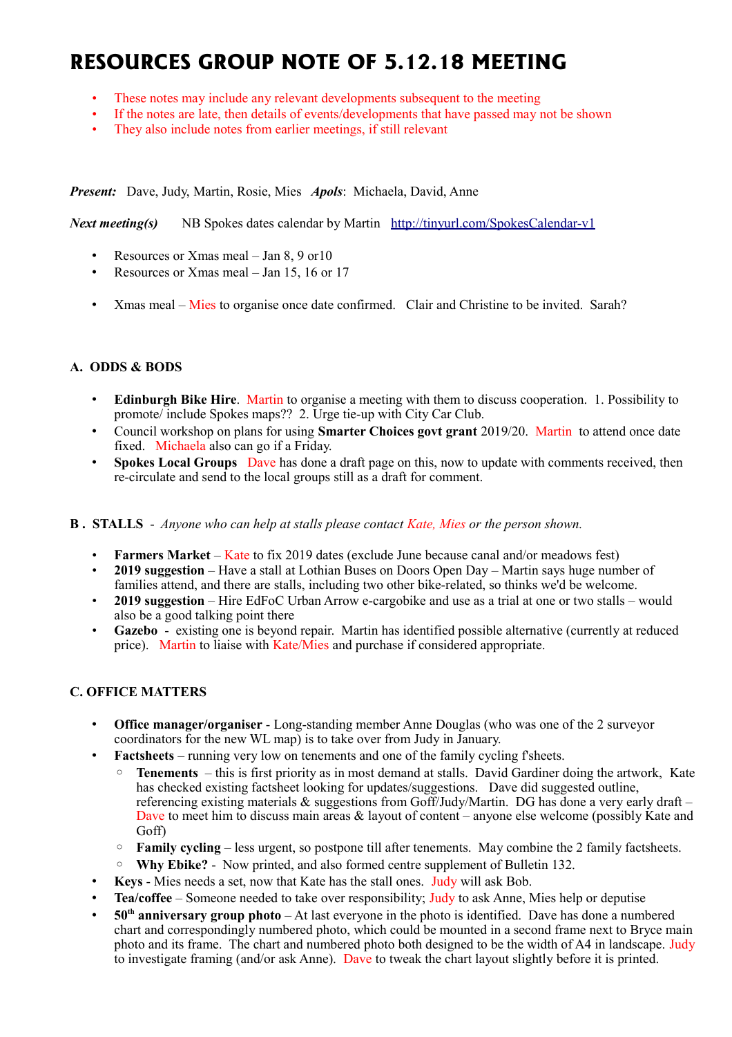# RESOURCES GROUP NOTE OF 5.12.18 MEETING

- These notes may include any relevant developments subsequent to the meeting
- If the notes are late, then details of events/developments that have passed may not be shown
- They also include notes from earlier meetings, if still relevant

***Present:*** Dave, Judy, Martin, Rosie, Mies ***Apols***: Michaela, David, Anne

***Next meeting(s)*** NB Spokes dates calendar by Martin http://tinyurl.com/SpokesCalendar-v1

- Resources or Xmas meal – Jan 8, 9 or10
- Resources or Xmas meal – Jan 15, 16 or 17

- Xmas meal – Mies to organise once date confirmed. Clair and Christine to be invited. Sarah?

### A. ODDS & BODS

- **Edinburgh Bike Hire**. Martin to organise a meeting with them to discuss cooperation. 1. Possibility to promote/ include Spokes maps?? 2. Urge tie-up with City Car Club.
- Council workshop on plans for using **Smarter Choices govt grant** 2019/20. Martin to attend once date fixed. Michaela also can go if a Friday.
- **Spokes Local Groups** Dave has done a draft page on this, now to update with comments received, then re-circulate and send to the local groups still as a draft for comment.

### B . STALLS - *Anyone who can help at stalls please contact Kate, Mies or the person shown.*

- **Farmers Market** – Kate to fix 2019 dates (exclude June because canal and/or meadows fest)
- **2019 suggestion** – Have a stall at Lothian Buses on Doors Open Day – Martin says huge number of families attend, and there are stalls, including two other bike-related, so thinks we'd be welcome.
- **2019 suggestion** – Hire EdFoC Urban Arrow e-cargobike and use as a trial at one or two stalls – would also be a good talking point there
- **Gazebo** - existing one is beyond repair. Martin has identified possible alternative (currently at reduced price). Martin to liaise with Kate/Mies and purchase if considered appropriate.

### C. OFFICE MATTERS

- **Office manager/organiser** - Long-standing member Anne Douglas (who was one of the 2 surveyor coordinators for the new WL map) is to take over from Judy in January.
- **Factsheets** – running very low on tenements and one of the family cycling f'sheets.
  - **Tenements** – this is first priority as in most demand at stalls. David Gardiner doing the artwork, Kate has checked existing factsheet looking for updates/suggestions. Dave did suggested outline, referencing existing materials & suggestions from Goff/Judy/Martin. DG has done a very early draft – Dave to meet him to discuss main areas & layout of content – anyone else welcome (possibly Kate and Goff)
  - **Family cycling** – less urgent, so postpone till after tenements. May combine the 2 family factsheets.
  - **Why Ebike?** - Now printed, and also formed centre supplement of Bulletin 132.
- **Keys** - Mies needs a set, now that Kate has the stall ones. Judy will ask Bob.
- **Tea/coffee** – Someone needed to take over responsibility; Judy to ask Anne, Mies help or deputise
- **50th anniversary group photo** – At last everyone in the photo is identified. Dave has done a numbered chart and correspondingly numbered photo, which could be mounted in a second frame next to Bryce main photo and its frame. The chart and numbered photo both designed to be the width of A4 in landscape. Judy to investigate framing (and/or ask Anne). Dave to tweak the chart layout slightly before it is printed.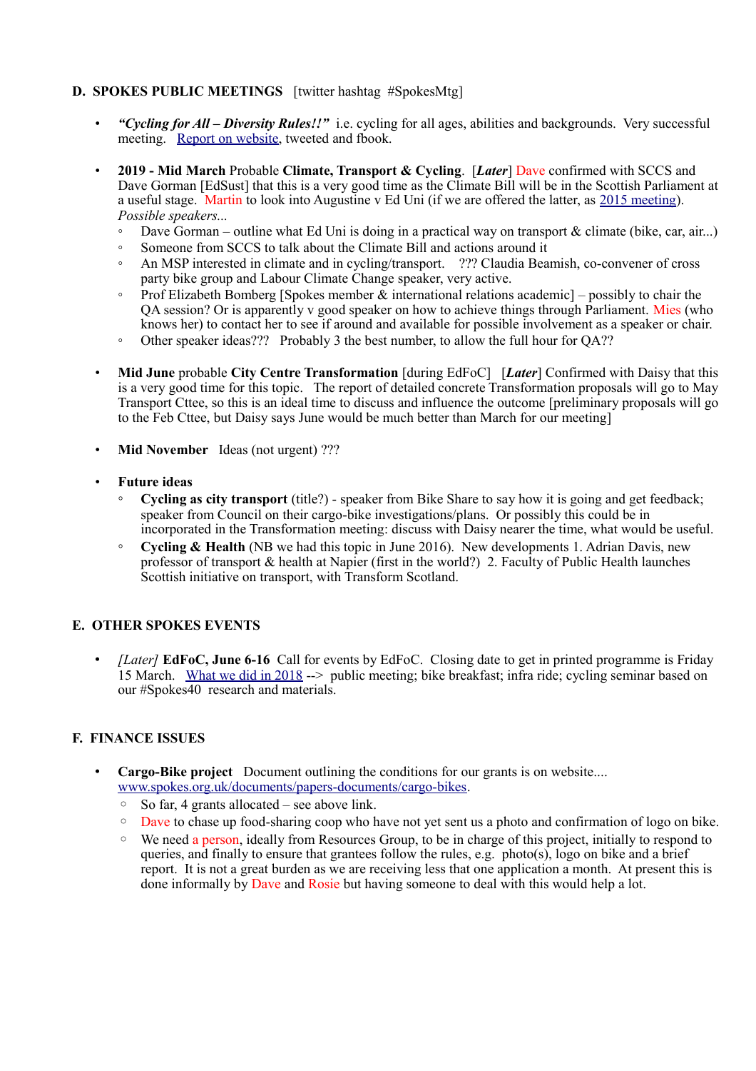## D. SPOKES PUBLIC MEETINGS [twitter hashtag #SpokesMtg]

- ***"Cycling for All – Diversity Rules!!"*** i.e. cycling for all ages, abilities and backgrounds. Very successful meeting. Report on website, tweeted and fbook.

- **2019 - Mid March** Probable **Climate, Transport & Cycling**. [***Later***] Dave confirmed with SCCS and Dave Gorman [EdSust] that this is a very good time as the Climate Bill will be in the Scottish Parliament at a useful stage. Martin to look into Augustine v Ed Uni (if we are offered the latter, as 2015 meeting). *Possible speakers...*
  - Dave Gorman – outline what Ed Uni is doing in a practical way on transport & climate (bike, car, air...)
  - Someone from SCCS to talk about the Climate Bill and actions around it
  - An MSP interested in climate and in cycling/transport. ??? Claudia Beamish, co-convener of cross party bike group and Labour Climate Change speaker, very active.
  - Prof Elizabeth Bomberg [Spokes member & international relations academic] – possibly to chair the QA session? Or is apparently v good speaker on how to achieve things through Parliament. Mies (who knows her) to contact her to see if around and available for possible involvement as a speaker or chair.
  - Other speaker ideas??? Probably 3 the best number, to allow the full hour for QA??

- **Mid June** probable **City Centre Transformation** [during EdFoC] [***Later***] Confirmed with Daisy that this is a very good time for this topic. The report of detailed concrete Transformation proposals will go to May Transport Cttee, so this is an ideal time to discuss and influence the outcome [preliminary proposals will go to the Feb Cttee, but Daisy says June would be much better than March for our meeting]

- **Mid November** Ideas (not urgent) ???

- **Future ideas**
  - **Cycling as city transport** (title?) - speaker from Bike Share to say how it is going and get feedback; speaker from Council on their cargo-bike investigations/plans. Or possibly this could be in incorporated in the Transformation meeting: discuss with Daisy nearer the time, what would be useful.
  - **Cycling & Health** (NB we had this topic in June 2016). New developments 1. Adrian Davis, new professor of transport & health at Napier (first in the world?) 2. Faculty of Public Health launches Scottish initiative on transport, with Transform Scotland.

## E. OTHER SPOKES EVENTS

- *[Later]* **EdFoC, June 6-16** Call for events by EdFoC. Closing date to get in printed programme is Friday 15 March. What we did in 2018 --> public meeting; bike breakfast; infra ride; cycling seminar based on our #Spokes40 research and materials.

## F. FINANCE ISSUES

- **Cargo-Bike project** Document outlining the conditions for our grants is on website.... www.spokes.org.uk/documents/papers-documents/cargo-bikes.
  - So far, 4 grants allocated – see above link.
  - Dave to chase up food-sharing coop who have not yet sent us a photo and confirmation of logo on bike.
  - We need a person, ideally from Resources Group, to be in charge of this project, initially to respond to queries, and finally to ensure that grantees follow the rules, e.g. photo(s), logo on bike and a brief report. It is not a great burden as we are receiving less that one application a month. At present this is done informally by Dave and Rosie but having someone to deal with this would help a lot.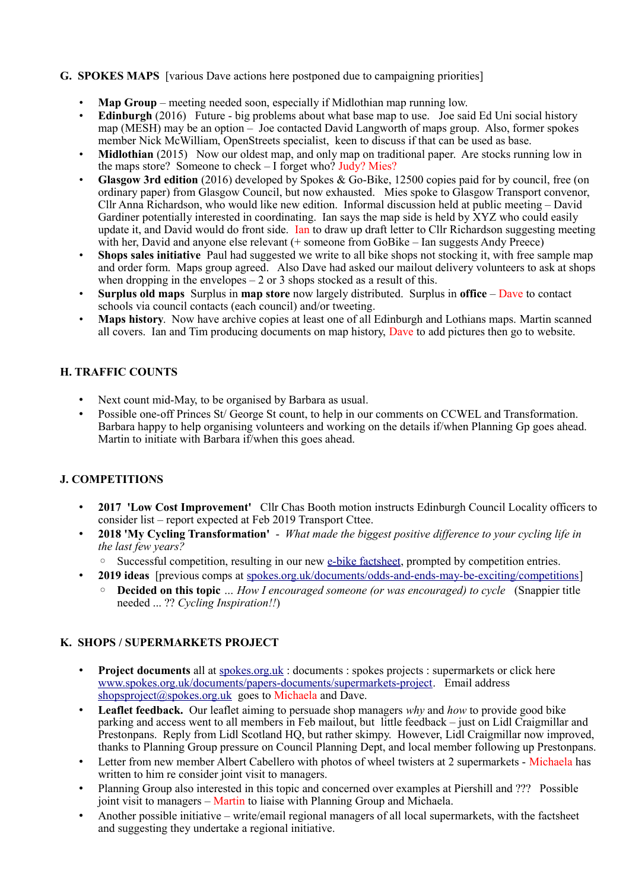## G. SPOKES MAPS [various Dave actions here postponed due to campaigning priorities]

- **Map Group** – meeting needed soon, especially if Midlothian map running low.
- **Edinburgh** (2016) Future - big problems about what base map to use. Joe said Ed Uni social history map (MESH) may be an option – Joe contacted David Langworth of maps group. Also, former spokes member Nick McWilliam, OpenStreets specialist, keen to discuss if that can be used as base.
- **Midlothian** (2015) Now our oldest map, and only map on traditional paper. Are stocks running low in the maps store? Someone to check – I forget who? Judy? Mies?
- **Glasgow 3rd edition** (2016) developed by Spokes & Go-Bike, 12500 copies paid for by council, free (on ordinary paper) from Glasgow Council, but now exhausted. Mies spoke to Glasgow Transport convenor, Cllr Anna Richardson, who would like new edition. Informal discussion held at public meeting – David Gardiner potentially interested in coordinating. Ian says the map side is held by XYZ who could easily update it, and David would do front side. Ian to draw up draft letter to Cllr Richardson suggesting meeting with her, David and anyone else relevant (+ someone from GoBike – Ian suggests Andy Preece)
- **Shops sales initiative** Paul had suggested we write to all bike shops not stocking it, with free sample map and order form. Maps group agreed. Also Dave had asked our mailout delivery volunteers to ask at shops when dropping in the envelopes – 2 or 3 shops stocked as a result of this.
- **Surplus old maps** Surplus in **map store** now largely distributed. Surplus in **office** – Dave to contact schools via council contacts (each council) and/or tweeting.
- **Maps history**. Now have archive copies at least one of all Edinburgh and Lothians maps. Martin scanned all covers. Ian and Tim producing documents on map history, Dave to add pictures then go to website.

## H. TRAFFIC COUNTS

- Next count mid-May, to be organised by Barbara as usual.
- Possible one-off Princes St/ George St count, to help in our comments on CCWEL and Transformation. Barbara happy to help organising volunteers and working on the details if/when Planning Gp goes ahead. Martin to initiate with Barbara if/when this goes ahead.

## J. COMPETITIONS

- **2017 'Low Cost Improvement'** Cllr Chas Booth motion instructs Edinburgh Council Locality officers to consider list – report expected at Feb 2019 Transport Cttee.
- **2018 'My Cycling Transformation'** - *What made the biggest positive difference to your cycling life in the last few years?*
  - Successful competition, resulting in our new e-bike factsheet, prompted by competition entries.
- **2019 ideas** [previous comps at spokes.org.uk/documents/odds-and-ends-may-be-exciting/competitions]
  - **Decided on this topic** *... How I encouraged someone (or was encouraged) to cycle* (Snappier title needed ... ?? *Cycling Inspiration!!*)

## K. SHOPS / SUPERMARKETS PROJECT

- **Project documents** all at spokes.org.uk : documents : spokes projects : supermarkets or click here www.spokes.org.uk/documents/papers-documents/supermarkets-project. Email address shopsproject@spokes.org.uk goes to Michaela and Dave.
- **Leaflet feedback.** Our leaflet aiming to persuade shop managers *why* and *how* to provide good bike parking and access went to all members in Feb mailout, but little feedback – just on Lidl Craigmillar and Prestonpans. Reply from Lidl Scotland HQ, but rather skimpy. However, Lidl Craigmillar now improved, thanks to Planning Group pressure on Council Planning Dept, and local member following up Prestonpans.
- Letter from new member Albert Cabellero with photos of wheel twisters at 2 supermarkets - Michaela has written to him re consider joint visit to managers.
- Planning Group also interested in this topic and concerned over examples at Piershill and ??? Possible joint visit to managers – Martin to liaise with Planning Group and Michaela.
- Another possible initiative – write/email regional managers of all local supermarkets, with the factsheet and suggesting they undertake a regional initiative.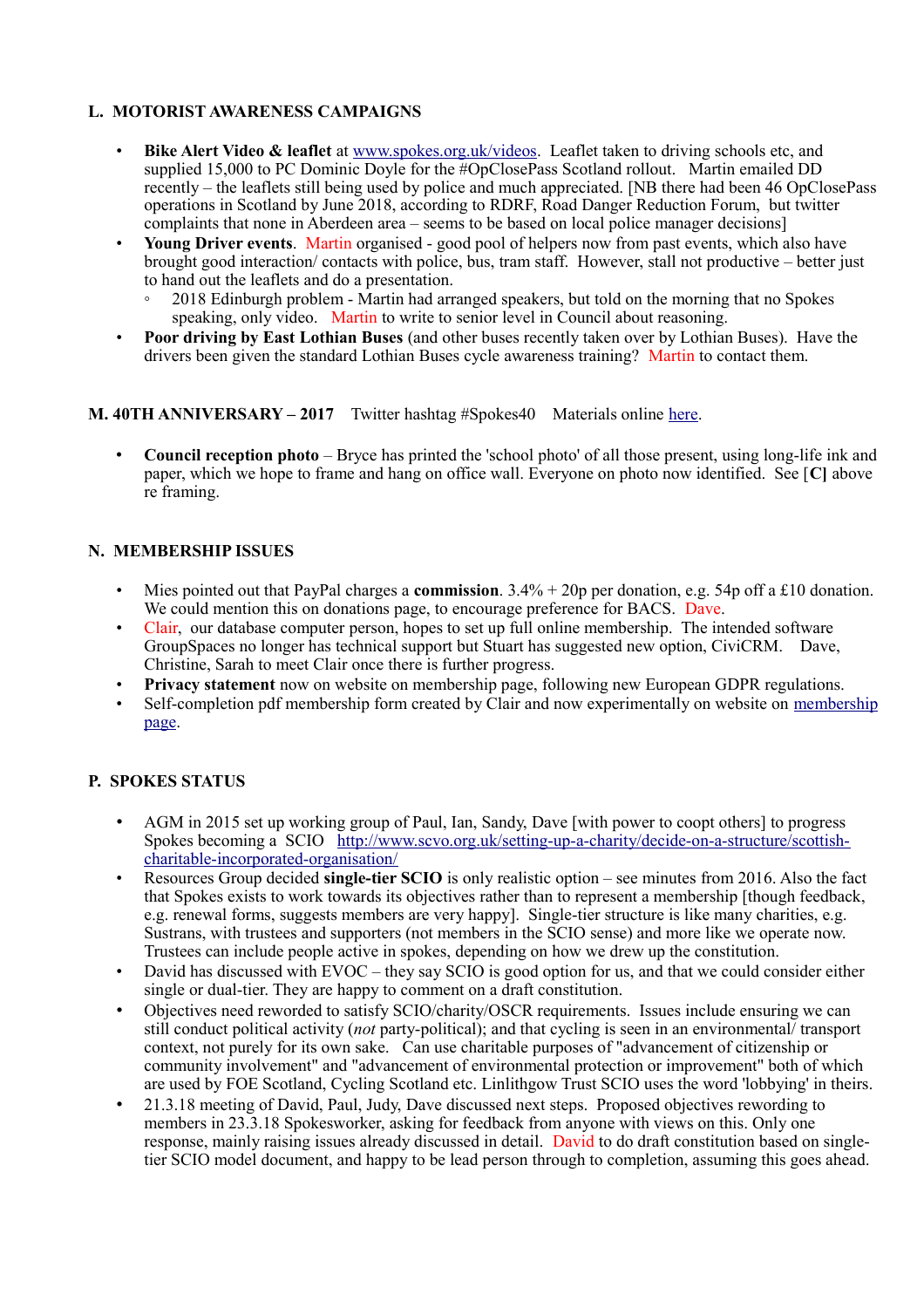## L. MOTORIST AWARENESS CAMPAIGNS

- **Bike Alert Video & leaflet** at www.spokes.org.uk/videos. Leaflet taken to driving schools etc, and supplied 15,000 to PC Dominic Doyle for the #OpClosePass Scotland rollout. Martin emailed DD recently – the leaflets still being used by police and much appreciated. [NB there had been 46 OpClosePass operations in Scotland by June 2018, according to RDRF, Road Danger Reduction Forum, but twitter complaints that none in Aberdeen area – seems to be based on local police manager decisions]
- **Young Driver events**. Martin organised - good pool of helpers now from past events, which also have brought good interaction/ contacts with police, bus, tram staff. However, stall not productive – better just to hand out the leaflets and do a presentation.
  - 2018 Edinburgh problem - Martin had arranged speakers, but told on the morning that no Spokes speaking, only video. Martin to write to senior level in Council about reasoning.
- **Poor driving by East Lothian Buses** (and other buses recently taken over by Lothian Buses). Have the drivers been given the standard Lothian Buses cycle awareness training? Martin to contact them.

## M. 40TH ANNIVERSARY – 2017 Twitter hashtag #Spokes40 Materials online here.

- **Council reception photo** – Bryce has printed the 'school photo' of all those present, using long-life ink and paper, which we hope to frame and hang on office wall. Everyone on photo now identified. See [**C**] above re framing.

## N. MEMBERSHIP ISSUES

- Mies pointed out that PayPal charges a **commission**. 3.4% + 20p per donation, e.g. 54p off a £10 donation. We could mention this on donations page, to encourage preference for BACS. Dave.
- Clair, our database computer person, hopes to set up full online membership. The intended software GroupSpaces no longer has technical support but Stuart has suggested new option, CiviCRM. Dave, Christine, Sarah to meet Clair once there is further progress.
- **Privacy statement** now on website on membership page, following new European GDPR regulations.
- Self-completion pdf membership form created by Clair and now experimentally on website on membership page.

## P. SPOKES STATUS

- AGM in 2015 set up working group of Paul, Ian, Sandy, Dave [with power to coopt others] to progress Spokes becoming a SCIO http://www.scvo.org.uk/setting-up-a-charity/decide-on-a-structure/scottish-charitable-incorporated-organisation/
- Resources Group decided **single-tier SCIO** is only realistic option – see minutes from 2016. Also the fact that Spokes exists to work towards its objectives rather than to represent a membership [though feedback, e.g. renewal forms, suggests members are very happy]. Single-tier structure is like many charities, e.g. Sustrans, with trustees and supporters (not members in the SCIO sense) and more like we operate now. Trustees can include people active in spokes, depending on how we drew up the constitution.
- David has discussed with EVOC – they say SCIO is good option for us, and that we could consider either single or dual-tier. They are happy to comment on a draft constitution.
- Objectives need reworded to satisfy SCIO/charity/OSCR requirements. Issues include ensuring we can still conduct political activity (*not* party-political); and that cycling is seen in an environmental/ transport context, not purely for its own sake. Can use charitable purposes of "advancement of citizenship or community involvement" and "advancement of environmental protection or improvement" both of which are used by FOE Scotland, Cycling Scotland etc. Linlithgow Trust SCIO uses the word 'lobbying' in theirs.
- 21.3.18 meeting of David, Paul, Judy, Dave discussed next steps. Proposed objectives rewording to members in 23.3.18 Spokesworker, asking for feedback from anyone with views on this. Only one response, mainly raising issues already discussed in detail. David to do draft constitution based on single-tier SCIO model document, and happy to be lead person through to completion, assuming this goes ahead.